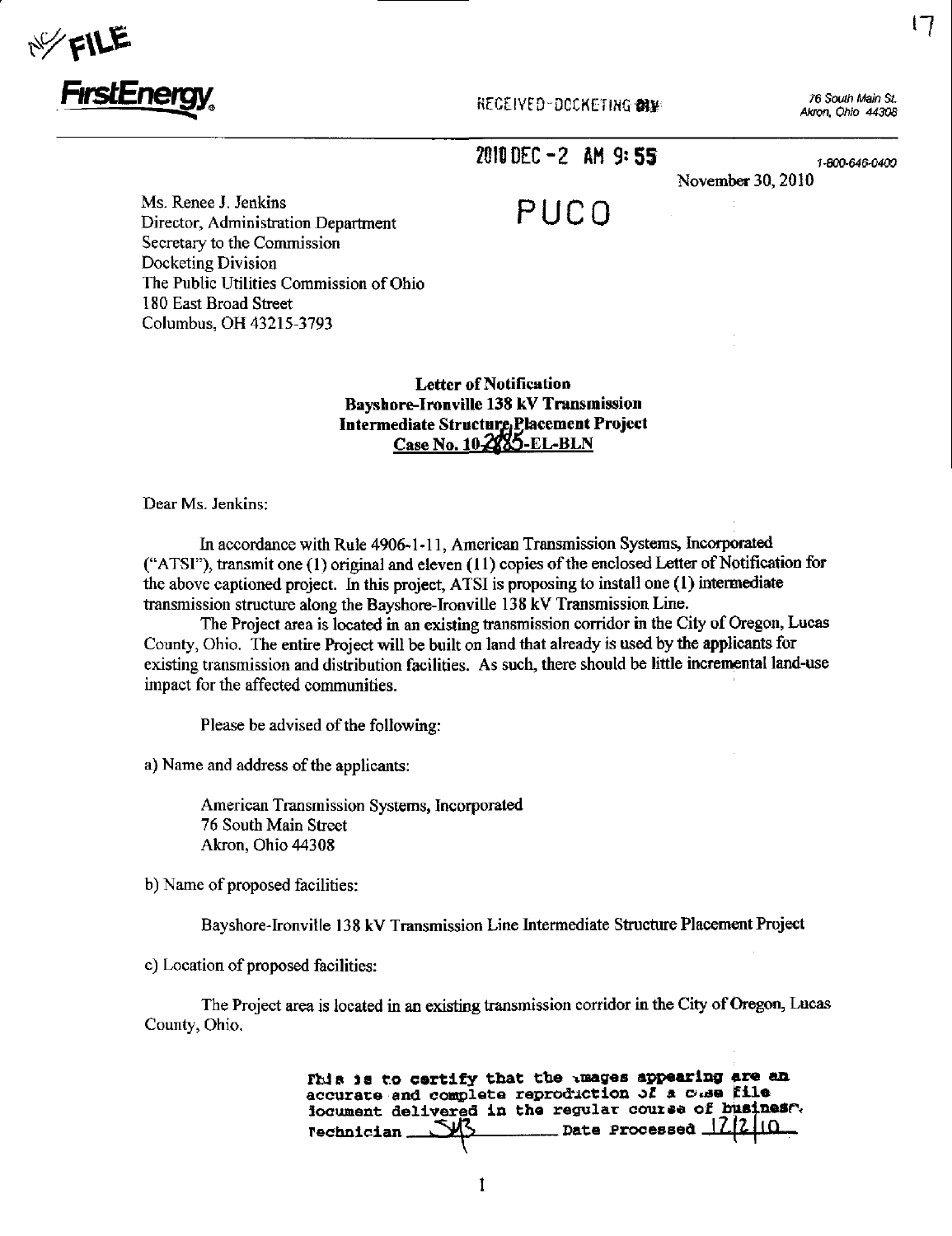NC FILE

**FirstEnergy**

RECEIVED-DOCKETING DIV

76 South Main St.
Akron, Ohio 44308

2010 DEC -2 AM 9:55

1-800-646-0400

November 30, 2010

PUCO

Ms. Renee J. Jenkins
Director, Administration Department
Secretary to the Commission
Docketing Division
The Public Utilities Commission of Ohio
180 East Broad Street
Columbus, OH 43215-3793

**Letter of Notification**
**Bayshore-Ironville 138 kV Transmission**
**Intermediate Structure Placement Project**
**Case No. 10-2885-EL-BLN**

Dear Ms. Jenkins:

In accordance with Rule 4906-1-11, American Transmission Systems, Incorporated ("ATSI"), transmit one (1) original and eleven (11) copies of the enclosed Letter of Notification for the above captioned project. In this project, ATSI is proposing to install one (1) intermediate transmission structure along the Bayshore-Ironville 138 kV Transmission Line.

The Project area is located in an existing transmission corridor in the City of Oregon, Lucas County, Ohio. The entire Project will be built on land that already is used by the applicants for existing transmission and distribution facilities. As such, there should be little incremental land-use impact for the affected communities.

Please be advised of the following:

a) Name and address of the applicants:

American Transmission Systems, Incorporated
76 South Main Street
Akron, Ohio 44308

b) Name of proposed facilities:

Bayshore-Ironville 138 kV Transmission Line Intermediate Structure Placement Project

c) Location of proposed facilities:

The Project area is located in an existing transmission corridor in the City of Oregon, Lucas County, Ohio.

This is to certify that the images appearing are an accurate and complete reproduction of a case file document delivered in the regular course of business. Technician SJB Date Processed 12/2/10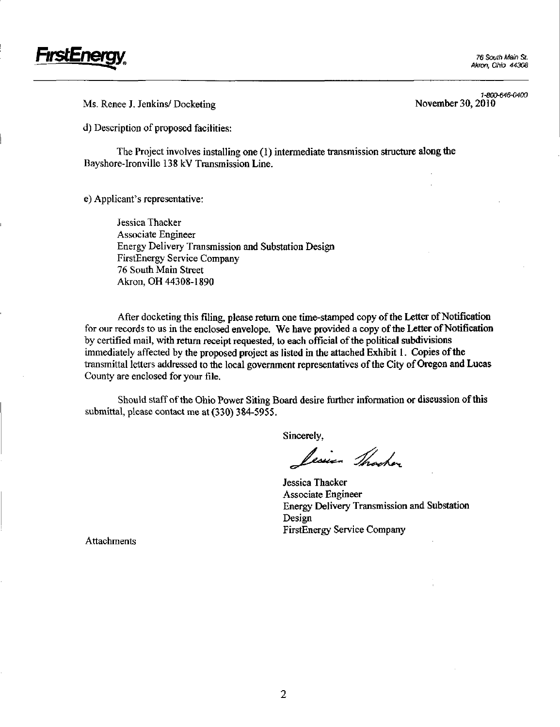**FirstEnergy**

76 South Main St.
Akron, Ohio 44308

1-800-646-0400

Ms. Renee J. Jenkins/ Docketing

November 30, 2010

d) Description of proposed facilities:

The Project involves installing one (1) intermediate transmission structure along the Bayshore-Ironville 138 kV Transmission Line.

e) Applicant's representative:

Jessica Thacker
Associate Engineer
Energy Delivery Transmission and Substation Design
FirstEnergy Service Company
76 South Main Street
Akron, OH 44308-1890

After docketing this filing, please return one time-stamped copy of the Letter of Notification for our records to us in the enclosed envelope. We have provided a copy of the Letter of Notification by certified mail, with return receipt requested, to each official of the political subdivisions immediately affected by the proposed project as listed in the attached Exhibit 1. Copies of the transmittal letters addressed to the local government representatives of the City of Oregon and Lucas County are enclosed for your file.

Should staff of the Ohio Power Siting Board desire further information or discussion of this submittal, please contact me at (330) 384-5955.

Sincerely,

Jessica Thacker
Associate Engineer
Energy Delivery Transmission and Substation Design
FirstEnergy Service Company

Attachments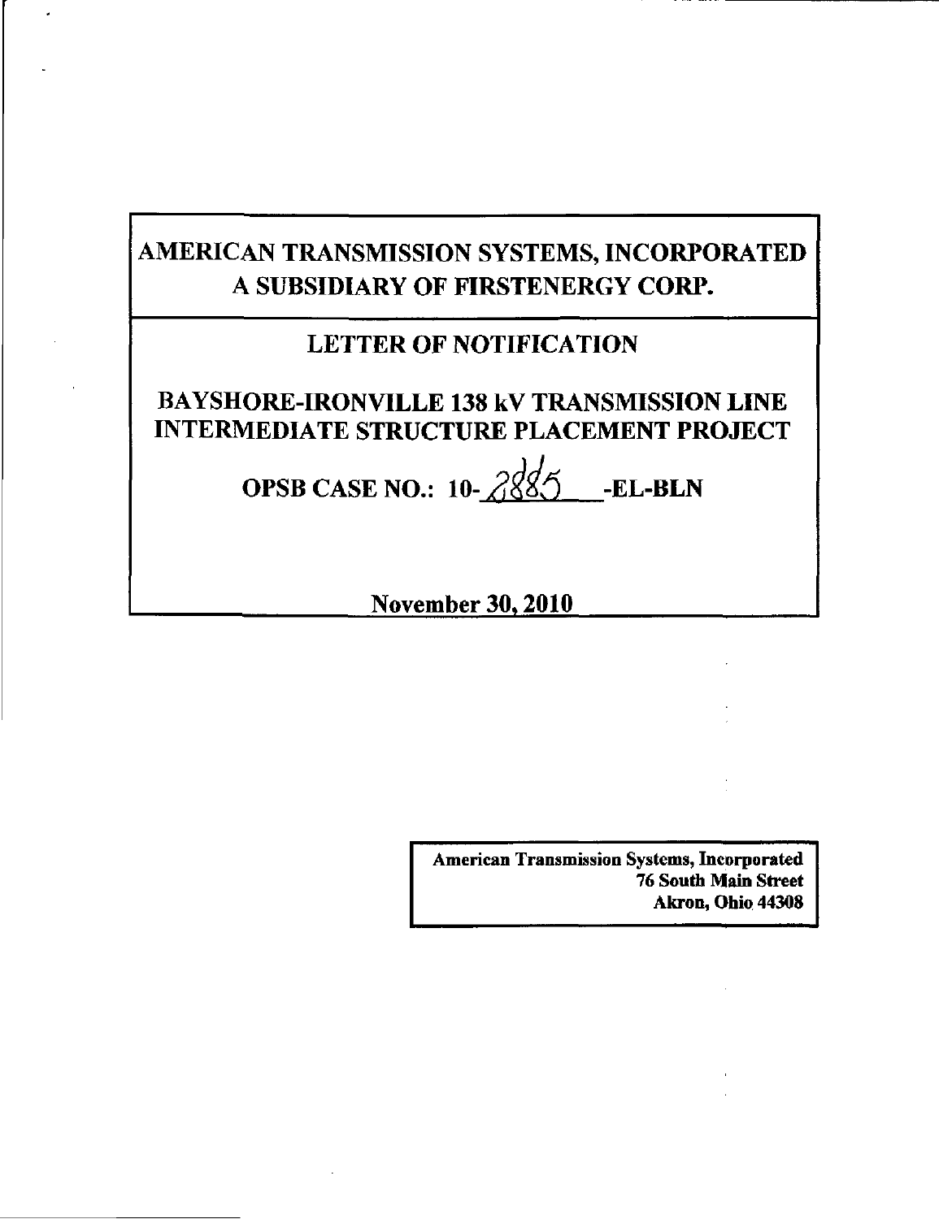# AMERICAN TRANSMISSION SYSTEMS, INCORPORATED
# A SUBSIDIARY OF FIRSTENERGY CORP.

## LETTER OF NOTIFICATION

## BAYSHORE-IRONVILLE 138 kV TRANSMISSION LINE INTERMEDIATE STRUCTURE PLACEMENT PROJECT

**OPSB CASE NO.: 10-2885 -EL-BLN**

**November 30, 2010**

**American Transmission Systems, Incorporated**
**76 South Main Street**
**Akron, Ohio 44308**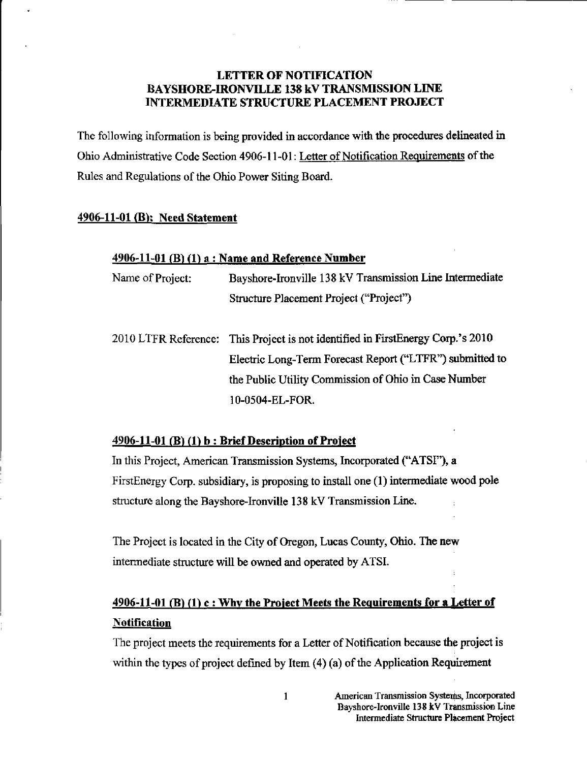# LETTER OF NOTIFICATION
# BAYSHORE-IRONVILLE 138 kV TRANSMISSION LINE
# INTERMEDIATE STRUCTURE PLACEMENT PROJECT

The following information is being provided in accordance with the procedures delineated in Ohio Administrative Code Section 4906-11-01: Letter of Notification Requirements of the Rules and Regulations of the Ohio Power Siting Board.

## 4906-11-01 (B): Need Statement

### 4906-11-01 (B) (1) a : Name and Reference Number

Name of Project: Bayshore-Ironville 138 kV Transmission Line Intermediate Structure Placement Project ("Project")

2010 LTFR Reference: This Project is not identified in FirstEnergy Corp.'s 2010 Electric Long-Term Forecast Report ("LTFR") submitted to the Public Utility Commission of Ohio in Case Number 10-0504-EL-FOR.

### 4906-11-01 (B) (1) b : Brief Description of Project

In this Project, American Transmission Systems, Incorporated ("ATSI"), a FirstEnergy Corp. subsidiary, is proposing to install one (1) intermediate wood pole structure along the Bayshore-Ironville 138 kV Transmission Line.

The Project is located in the City of Oregon, Lucas County, Ohio. The new intermediate structure will be owned and operated by ATSI.

### 4906-11-01 (B) (1) c : Why the Project Meets the Requirements for a Letter of Notification

The project meets the requirements for a Letter of Notification because the project is within the types of project defined by Item (4) (a) of the Application Requirement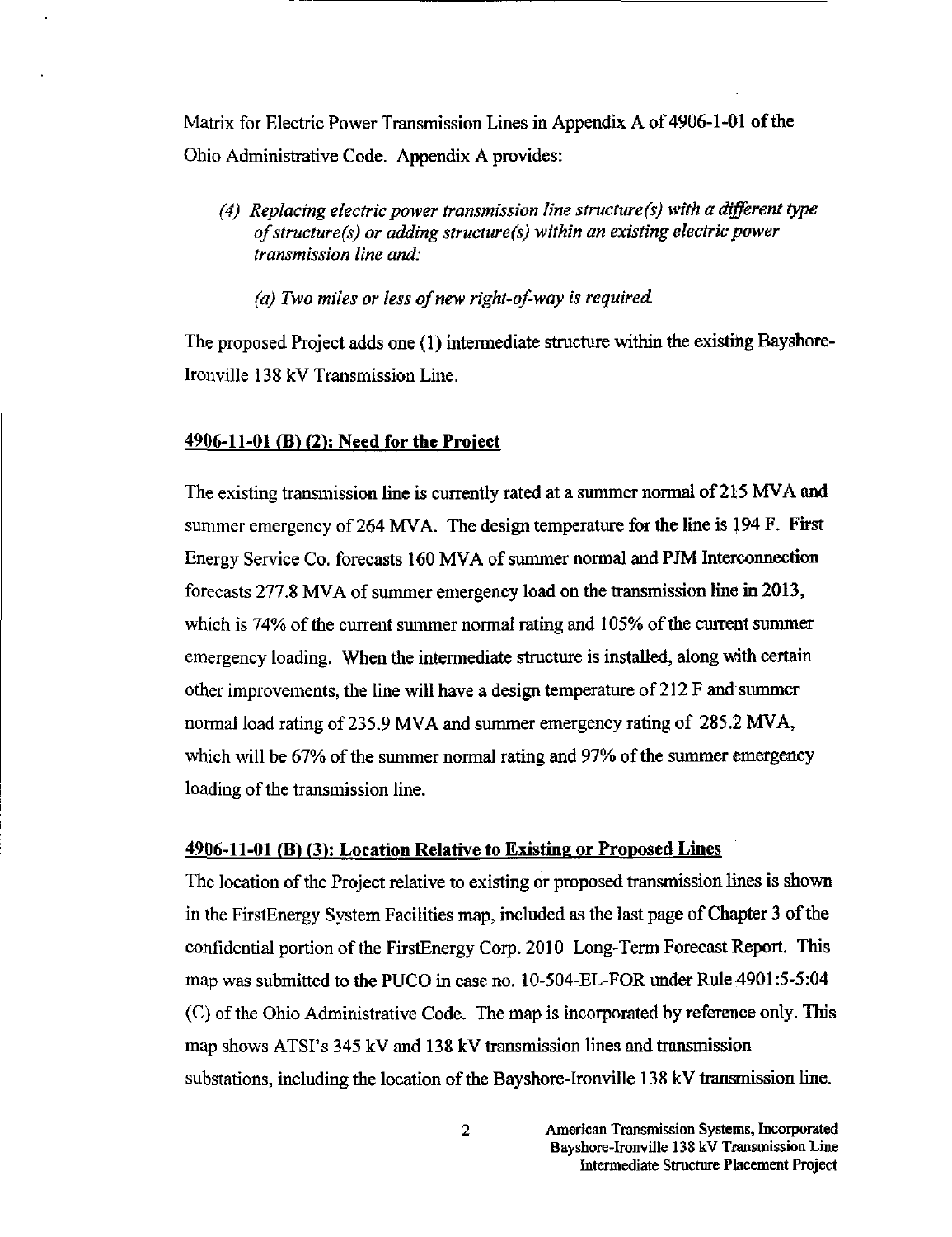Matrix for Electric Power Transmission Lines in Appendix A of 4906-1-01 of the Ohio Administrative Code. Appendix A provides:

> *(4) Replacing electric power transmission line structure(s) with a different type of structure(s) or adding structure(s) within an existing electric power transmission line and:*
>
> *(a) Two miles or less of new right-of-way is required.*

The proposed Project adds one (1) intermediate structure within the existing Bayshore-Ironville 138 kV Transmission Line.

## 4906-11-01 (B) (2): Need for the Project

The existing transmission line is currently rated at a summer normal of 215 MVA and summer emergency of 264 MVA. The design temperature for the line is 194 F. First Energy Service Co. forecasts 160 MVA of summer normal and PJM Interconnection forecasts 277.8 MVA of summer emergency load on the transmission line in 2013, which is 74% of the current summer normal rating and 105% of the current summer emergency loading. When the intermediate structure is installed, along with certain other improvements, the line will have a design temperature of 212 F and summer normal load rating of 235.9 MVA and summer emergency rating of 285.2 MVA, which will be 67% of the summer normal rating and 97% of the summer emergency loading of the transmission line.

## 4906-11-01 (B) (3): Location Relative to Existing or Proposed Lines

The location of the Project relative to existing or proposed transmission lines is shown in the FirstEnergy System Facilities map, included as the last page of Chapter 3 of the confidential portion of the FirstEnergy Corp. 2010 Long-Term Forecast Report. This map was submitted to the PUCO in case no. 10-504-EL-FOR under Rule 4901:5-5:04 (C) of the Ohio Administrative Code. The map is incorporated by reference only. This map shows ATSI's 345 kV and 138 kV transmission lines and transmission substations, including the location of the Bayshore-Ironville 138 kV transmission line.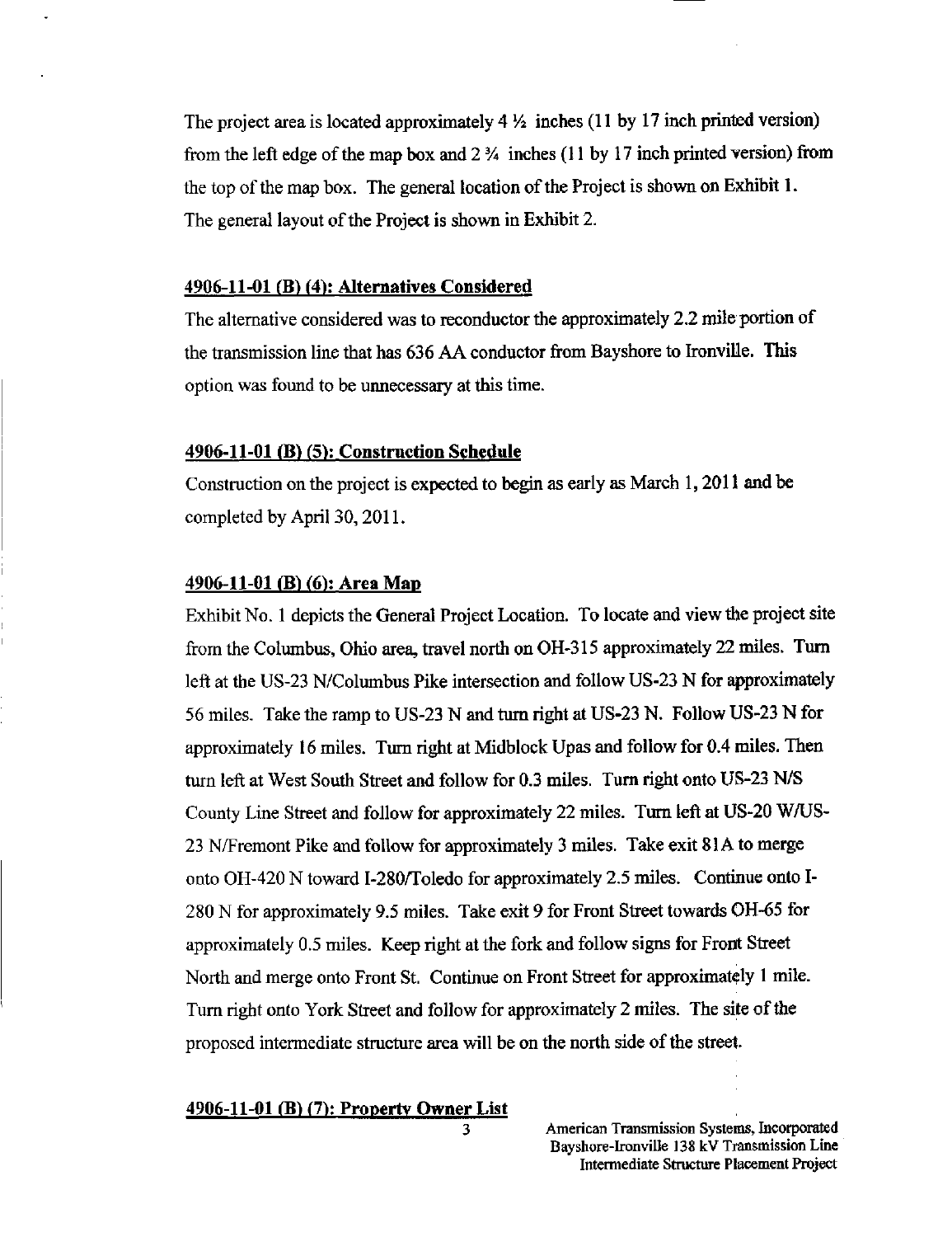The project area is located approximately 4 ½ inches (11 by 17 inch printed version) from the left edge of the map box and 2 ¾ inches (11 by 17 inch printed version) from the top of the map box. The general location of the Project is shown on Exhibit 1. The general layout of the Project is shown in Exhibit 2.

## 4906-11-01 (B) (4): Alternatives Considered

The alternative considered was to reconductor the approximately 2.2 mile portion of the transmission line that has 636 AA conductor from Bayshore to Ironville. This option was found to be unnecessary at this time.

## 4906-11-01 (B) (5): Construction Schedule

Construction on the project is expected to begin as early as March 1, 2011 and be completed by April 30, 2011.

## 4906-11-01 (B) (6): Area Map

Exhibit No. 1 depicts the General Project Location. To locate and view the project site from the Columbus, Ohio area, travel north on OH-315 approximately 22 miles. Turn left at the US-23 N/Columbus Pike intersection and follow US-23 N for approximately 56 miles. Take the ramp to US-23 N and turn right at US-23 N. Follow US-23 N for approximately 16 miles. Turn right at Midblock Upas and follow for 0.4 miles. Then turn left at West South Street and follow for 0.3 miles. Turn right onto US-23 N/S County Line Street and follow for approximately 22 miles. Turn left at US-20 W/US-23 N/Fremont Pike and follow for approximately 3 miles. Take exit 81A to merge onto OH-420 N toward I-280/Toledo for approximately 2.5 miles. Continue onto I-280 N for approximately 9.5 miles. Take exit 9 for Front Street towards OH-65 for approximately 0.5 miles. Keep right at the fork and follow signs for Front Street North and merge onto Front St. Continue on Front Street for approximately 1 mile. Turn right onto York Street and follow for approximately 2 miles. The site of the proposed intermediate structure area will be on the north side of the street.

## 4906-11-01 (B) (7): Property Owner List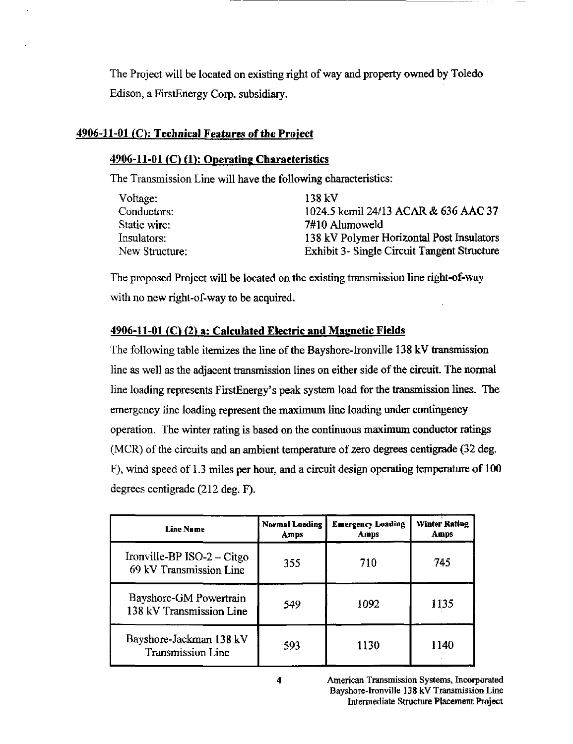The Project will be located on existing right of way and property owned by Toledo Edison, a FirstEnergy Corp. subsidiary.

## 4906-11-01 (C): Technical Features of the Project

### 4906-11-01 (C) (1): Operating Characteristics

The Transmission Line will have the following characteristics:

| | |
|---|---|
| Voltage: | 138 kV |
| Conductors: | 1024.5 kcmil 24/13 ACAR & 636 AAC 37 |
| Static wire: | 7#10 Alumoweld |
| Insulators: | 138 kV Polymer Horizontal Post Insulators |
| New Structure: | Exhibit 3- Single Circuit Tangent Structure |

The proposed Project will be located on the existing transmission line right-of-way with no new right-of-way to be acquired.

### 4906-11-01 (C) (2) a: Calculated Electric and Magnetic Fields

The following table itemizes the line of the Bayshore-Ironville 138 kV transmission line as well as the adjacent transmission lines on either side of the circuit. The normal line loading represents FirstEnergy's peak system load for the transmission lines. The emergency line loading represent the maximum line loading under contingency operation. The winter rating is based on the continuous maximum conductor ratings (MCR) of the circuits and an ambient temperature of zero degrees centigrade (32 deg. F), wind speed of 1.3 miles per hour, and a circuit design operating temperature of 100 degrees centigrade (212 deg. F).

| Line Name | Normal Loading Amps | Emergency Loading Amps | Winter Rating Amps |
|---|---|---|---|
| Ironville-BP ISO-2 – Citgo 69 kV Transmission Line | 355 | 710 | 745 |
| Bayshore-GM Powertrain 138 kV Transmission Line | 549 | 1092 | 1135 |
| Bayshore-Jackman 138 kV Transmission Line | 593 | 1130 | 1140 |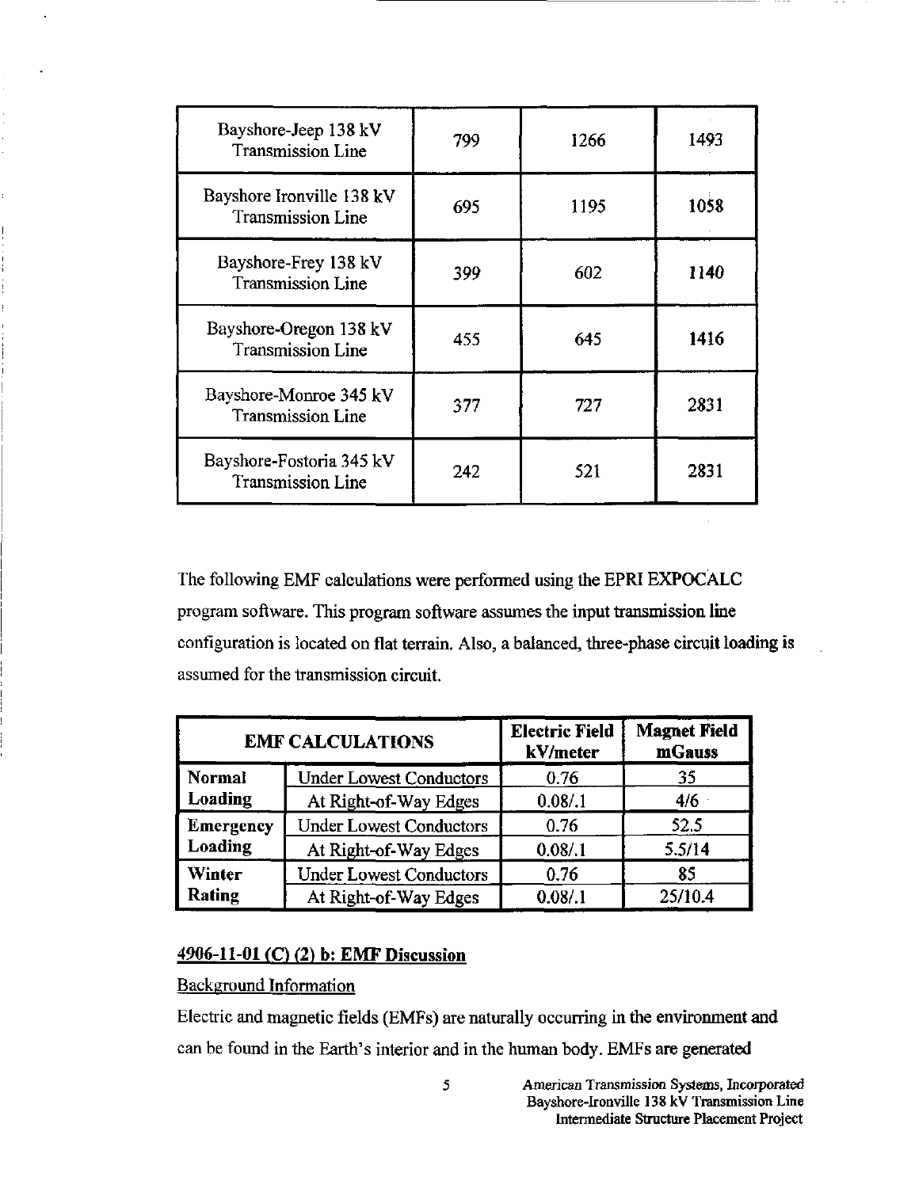| | | | |
|---|---|---|---|
| Bayshore-Jeep 138 kV Transmission Line | 799 | 1266 | 1493 |
| Bayshore Ironville 138 kV Transmission Line | 695 | 1195 | 1058 |
| Bayshore-Frey 138 kV Transmission Line | 399 | 602 | 1140 |
| Bayshore-Oregon 138 kV Transmission Line | 455 | 645 | 1416 |
| Bayshore-Monroe 345 kV Transmission Line | 377 | 727 | 2831 |
| Bayshore-Fostoria 345 kV Transmission Line | 242 | 521 | 2831 |

The following EMF calculations were performed using the EPRI EXPOCALC program software. This program software assumes the input transmission line configuration is located on flat terrain. Also, a balanced, three-phase circuit loading is assumed for the transmission circuit.

| EMF CALCULATIONS | | Electric Field kV/meter | Magnet Field mGauss |
|---|---|---|---|
| **Normal Loading** | Under Lowest Conductors | 0.76 | 35 |
| | At Right-of-Way Edges | 0.08/.1 | 4/6 |
| **Emergency Loading** | Under Lowest Conductors | 0.76 | 52.5 |
| | At Right-of-Way Edges | 0.08/.1 | 5.5/14 |
| **Winter Rating** | Under Lowest Conductors | 0.76 | 85 |
| | At Right-of-Way Edges | 0.08/.1 | 25/10.4 |

## 4906-11-01 (C) (2) b: EMF Discussion

Background Information

Electric and magnetic fields (EMFs) are naturally occurring in the environment and can be found in the Earth's interior and in the human body. EMFs are generated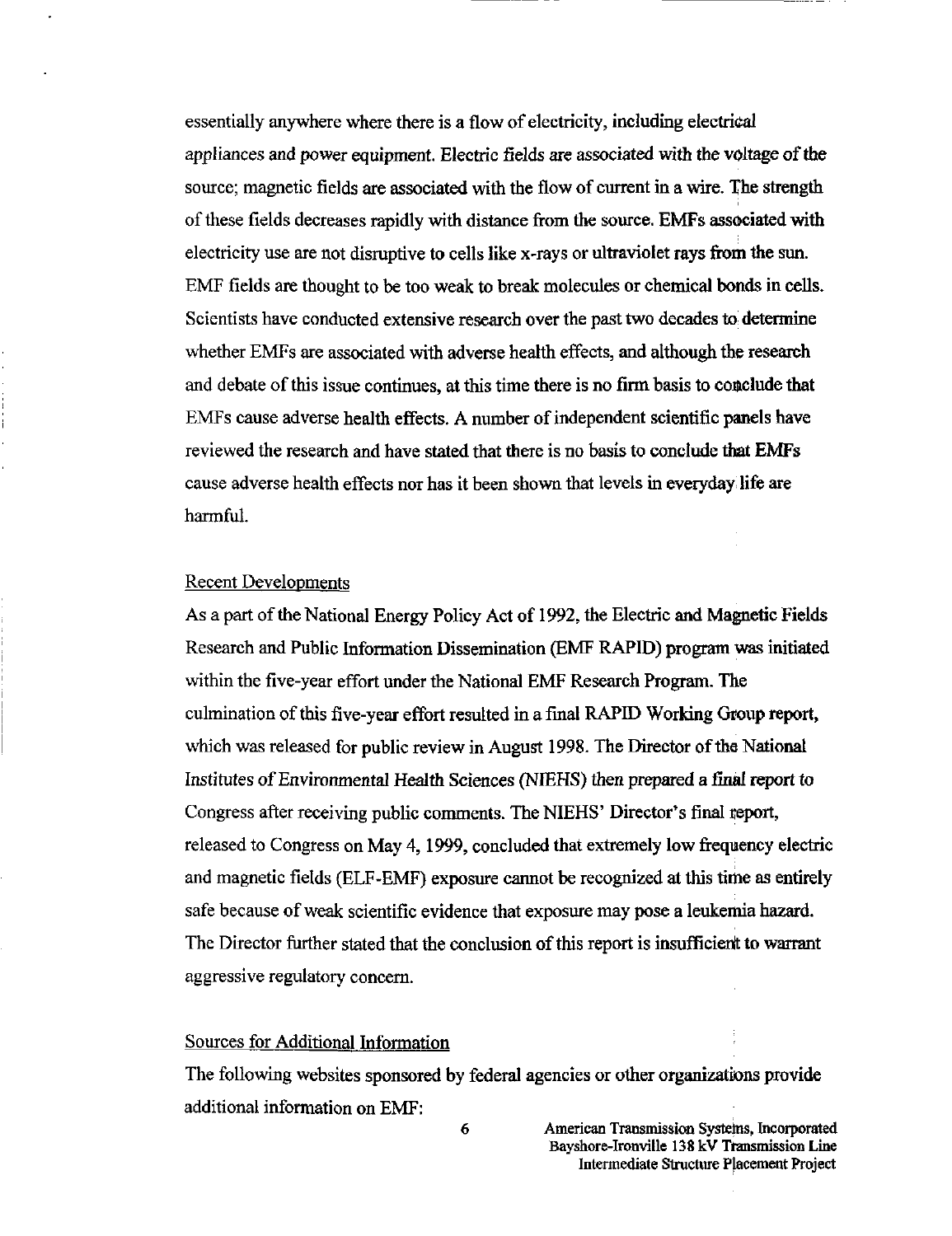essentially anywhere where there is a flow of electricity, including electrical appliances and power equipment. Electric fields are associated with the voltage of the source; magnetic fields are associated with the flow of current in a wire. The strength of these fields decreases rapidly with distance from the source. EMFs associated with electricity use are not disruptive to cells like x-rays or ultraviolet rays from the sun. EMF fields are thought to be too weak to break molecules or chemical bonds in cells. Scientists have conducted extensive research over the past two decades to determine whether EMFs are associated with adverse health effects, and although the research and debate of this issue continues, at this time there is no firm basis to conclude that EMFs cause adverse health effects. A number of independent scientific panels have reviewed the research and have stated that there is no basis to conclude that EMFs cause adverse health effects nor has it been shown that levels in everyday life are harmful.

Recent Developments

As a part of the National Energy Policy Act of 1992, the Electric and Magnetic Fields Research and Public Information Dissemination (EMF RAPID) program was initiated within the five-year effort under the National EMF Research Program. The culmination of this five-year effort resulted in a final RAPID Working Group report, which was released for public review in August 1998. The Director of the National Institutes of Environmental Health Sciences (NIEHS) then prepared a final report to Congress after receiving public comments. The NIEHS' Director's final report, released to Congress on May 4, 1999, concluded that extremely low frequency electric and magnetic fields (ELF-EMF) exposure cannot be recognized at this time as entirely safe because of weak scientific evidence that exposure may pose a leukemia hazard. The Director further stated that the conclusion of this report is insufficient to warrant aggressive regulatory concern.

Sources for Additional Information

The following websites sponsored by federal agencies or other organizations provide additional information on EMF: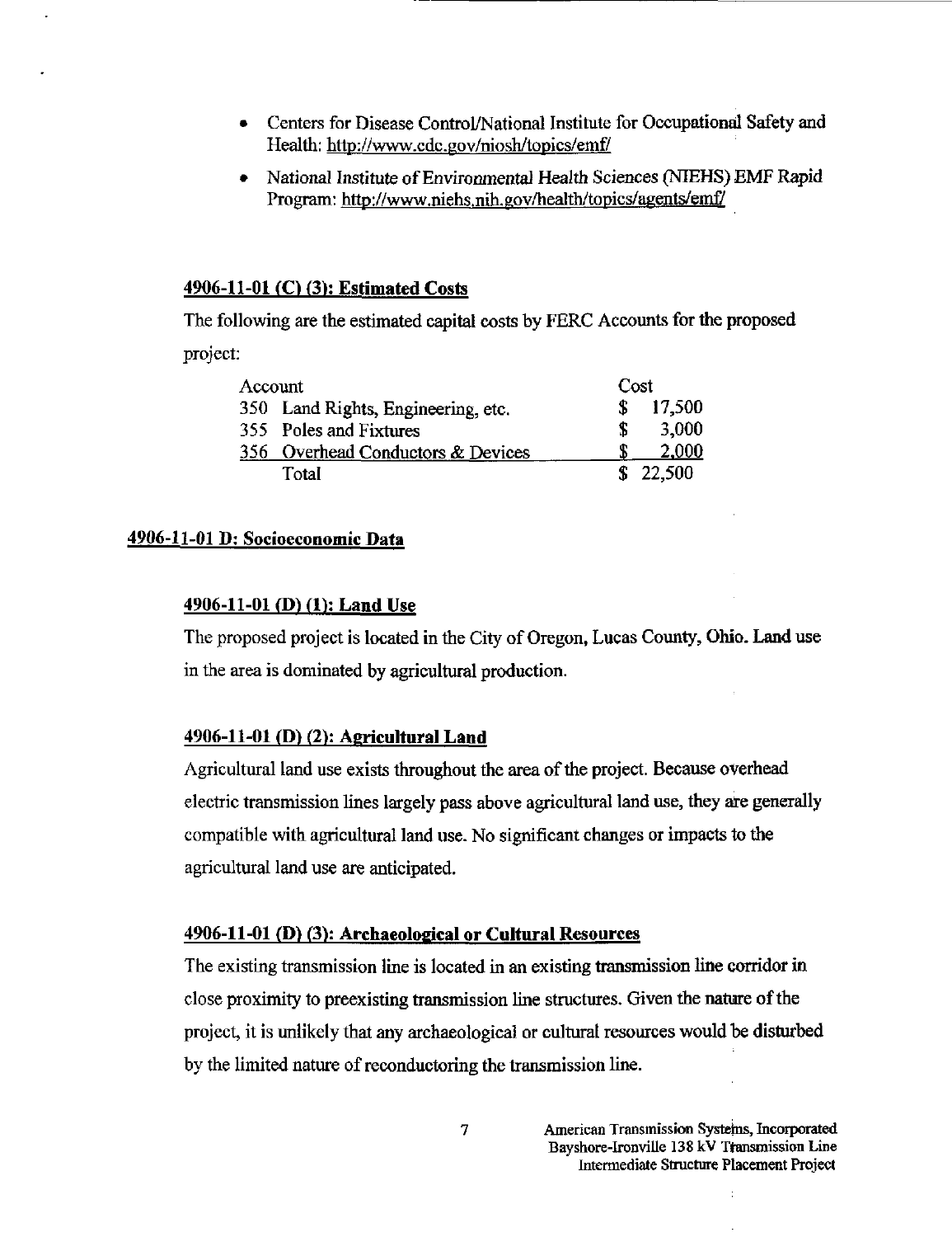- Centers for Disease Control/National Institute for Occupational Safety and Health: http://www.cdc.gov/niosh/topics/emf/
- National Institute of Environmental Health Sciences (NIEHS) EMF Rapid Program: http://www.niehs.nih.gov/health/topics/agents/emf/

### 4906-11-01 (C) (3): Estimated Costs

The following are the estimated capital costs by FERC Accounts for the proposed project:

| Account | Cost |
| --- | --- |
| 350 Land Rights, Engineering, etc. | $ 17,500 |
| 355 Poles and Fixtures | $ 3,000 |
| 356 Overhead Conductors & Devices | $ 2,000 |
| Total | $ 22,500 |

## 4906-11-01 D: Socioeconomic Data

### 4906-11-01 (D) (1): Land Use

The proposed project is located in the City of Oregon, Lucas County, Ohio. Land use in the area is dominated by agricultural production.

### 4906-11-01 (D) (2): Agricultural Land

Agricultural land use exists throughout the area of the project. Because overhead electric transmission lines largely pass above agricultural land use, they are generally compatible with agricultural land use. No significant changes or impacts to the agricultural land use are anticipated.

### 4906-11-01 (D) (3): Archaeological or Cultural Resources

The existing transmission line is located in an existing transmission line corridor in close proximity to preexisting transmission line structures. Given the nature of the project, it is unlikely that any archaeological or cultural resources would be disturbed by the limited nature of reconductoring the transmission line.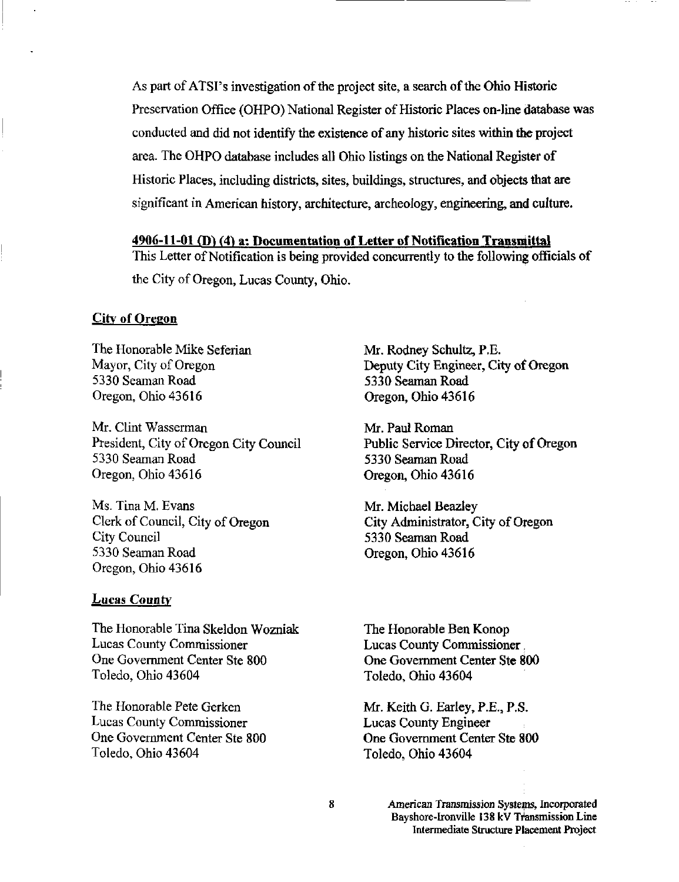As part of ATSI's investigation of the project site, a search of the Ohio Historic Preservation Office (OHPO) National Register of Historic Places on-line database was conducted and did not identify the existence of any historic sites within the project area. The OHPO database includes all Ohio listings on the National Register of Historic Places, including districts, sites, buildings, structures, and objects that are significant in American history, architecture, archeology, engineering, and culture.

**4906-11-01 (D) (4) a: Documentation of Letter of Notification Transmittal**

This Letter of Notification is being provided concurrently to the following officials of the City of Oregon, Lucas County, Ohio.

**City of Oregon**

The Honorable Mike Seferian
Mayor, City of Oregon
5330 Seaman Road
Oregon, Ohio 43616

Mr. Clint Wasserman
President, City of Oregon City Council
5330 Seaman Road
Oregon, Ohio 43616

Ms. Tina M. Evans
Clerk of Council, City of Oregon
City Council
5330 Seaman Road
Oregon, Ohio 43616

Mr. Rodney Schultz, P.E.
Deputy City Engineer, City of Oregon
5330 Seaman Road
Oregon, Ohio 43616

Mr. Paul Roman
Public Service Director, City of Oregon
5330 Seaman Road
Oregon, Ohio 43616

Mr. Michael Beazley
City Administrator, City of Oregon
5330 Seaman Road
Oregon, Ohio 43616

**Lucas County**

The Honorable Tina Skeldon Wozniak
Lucas County Commissioner
One Government Center Ste 800
Toledo, Ohio 43604

The Honorable Pete Gerken
Lucas County Commissioner
One Government Center Ste 800
Toledo, Ohio 43604

The Honorable Ben Konop
Lucas County Commissioner
One Government Center Ste 800
Toledo, Ohio 43604

Mr. Keith G. Earley, P.E., P.S.
Lucas County Engineer
One Government Center Ste 800
Toledo, Ohio 43604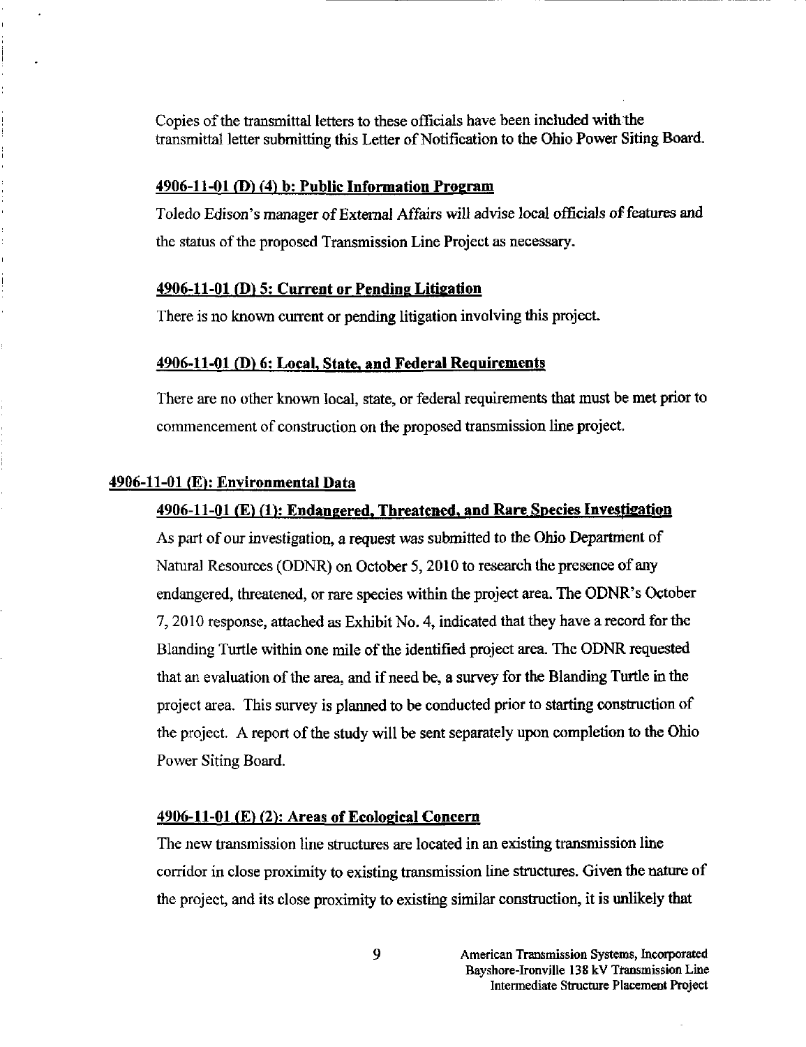Copies of the transmittal letters to these officials have been included with the transmittal letter submitting this Letter of Notification to the Ohio Power Siting Board.

### 4906-11-01 (D) (4) b: Public Information Program

Toledo Edison's manager of External Affairs will advise local officials of features and the status of the proposed Transmission Line Project as necessary.

### 4906-11-01 (D) 5: Current or Pending Litigation

There is no known current or pending litigation involving this project.

### 4906-11-01 (D) 6: Local, State, and Federal Requirements

There are no other known local, state, or federal requirements that must be met prior to commencement of construction on the proposed transmission line project.

## 4906-11-01 (E): Environmental Data

### 4906-11-01 (E) (1): Endangered, Threatened, and Rare Species Investigation

As part of our investigation, a request was submitted to the Ohio Department of Natural Resources (ODNR) on October 5, 2010 to research the presence of any endangered, threatened, or rare species within the project area. The ODNR's October 7, 2010 response, attached as Exhibit No. 4, indicated that they have a record for the Blanding Turtle within one mile of the identified project area. The ODNR requested that an evaluation of the area, and if need be, a survey for the Blanding Turtle in the project area. This survey is planned to be conducted prior to starting construction of the project. A report of the study will be sent separately upon completion to the Ohio Power Siting Board.

### 4906-11-01 (E) (2): Areas of Ecological Concern

The new transmission line structures are located in an existing transmission line corridor in close proximity to existing transmission line structures. Given the nature of the project, and its close proximity to existing similar construction, it is unlikely that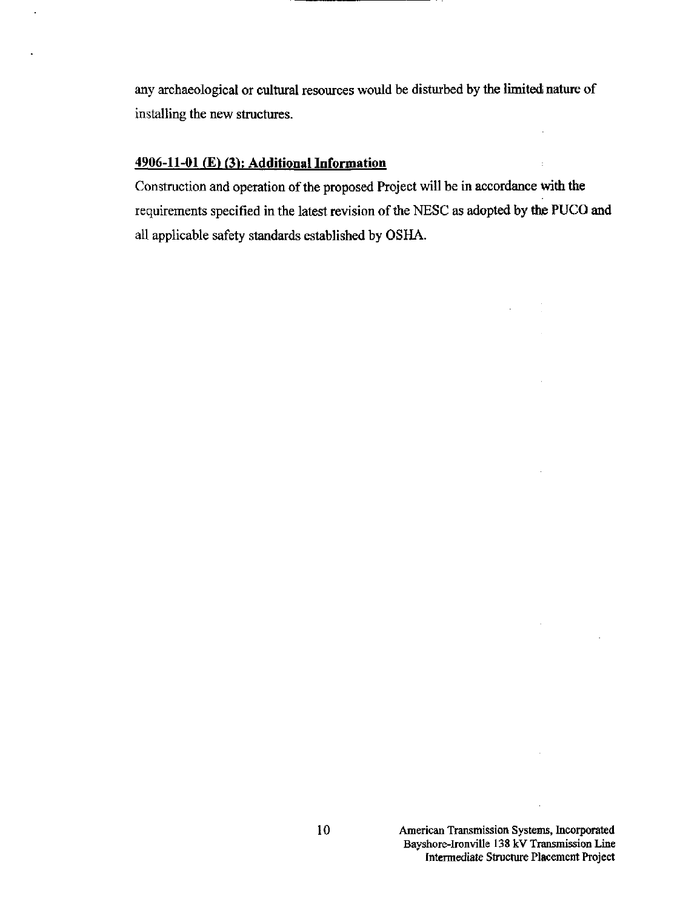any archaeological or cultural resources would be disturbed by the limited nature of installing the new structures.

**4906-11-01 (E) (3): Additional Information**

Construction and operation of the proposed Project will be in accordance with the requirements specified in the latest revision of the NESC as adopted by the PUCO and all applicable safety standards established by OSHA.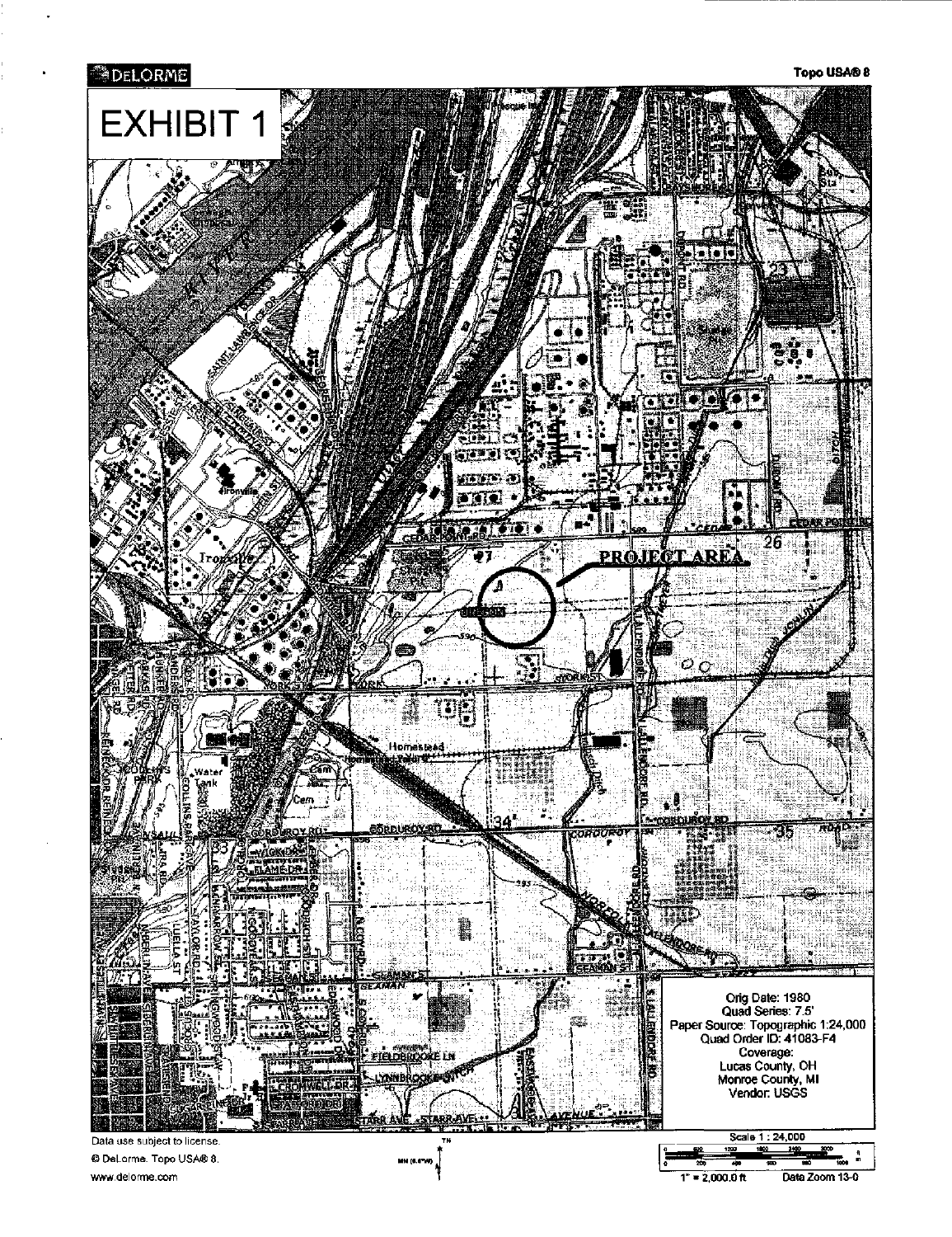# EXHIBIT 1

DELORME

Topo USA® 8

PROJECT AREA

Orig Date: 1980
Quad Series: 7.5'
Paper Source: Topographic 1:24,000
Quad Order ID: 41083-F4
Coverage:
Lucas County, OH
Monroe County, MI
Vendor: USGS

Scale 1 : 24,000

1" = 2,000.0 ft    Data Zoom 13-0

Data use subject to license.

© DeLorme. Topo USA® 8.

www.delorme.com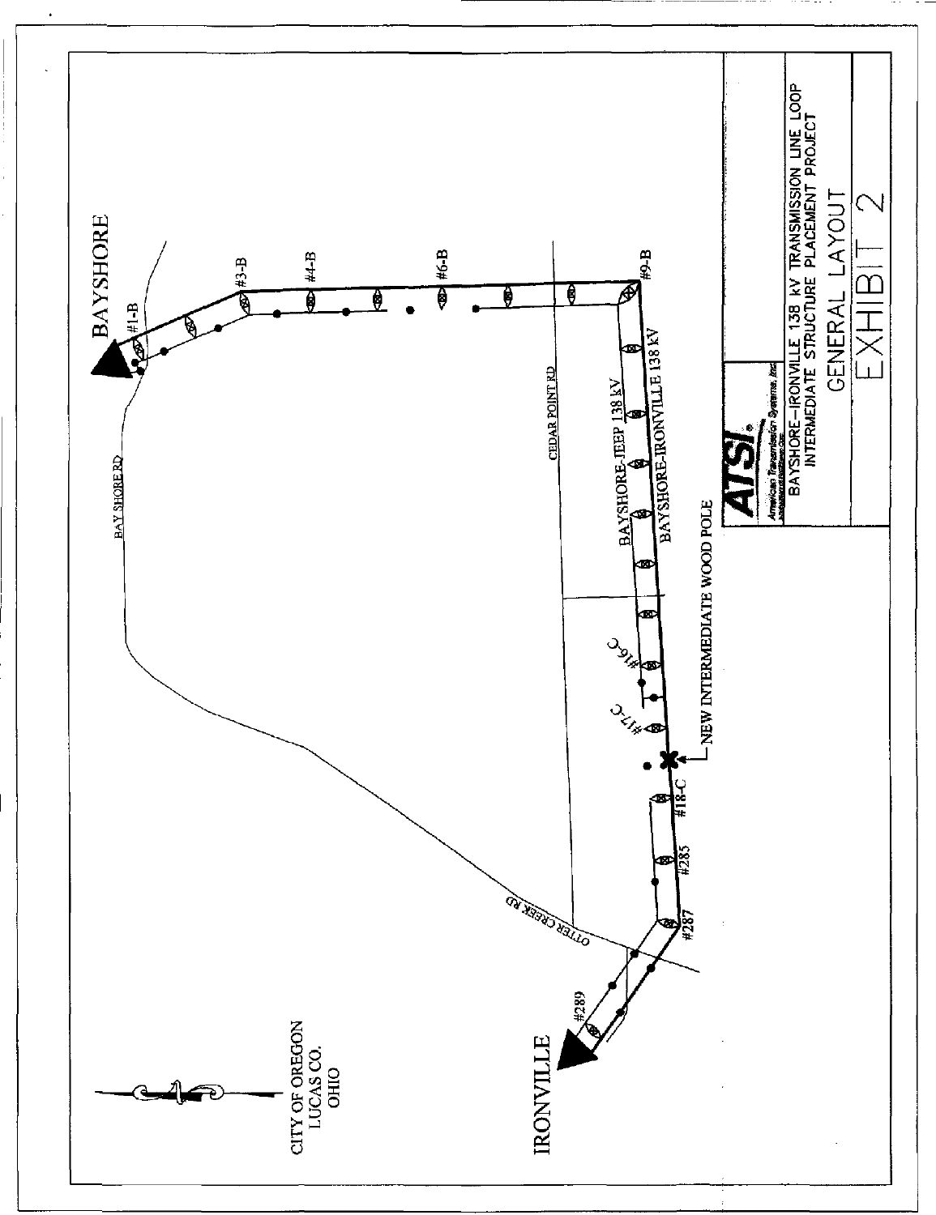BAYSHORE

IRONVILLE

CITY OF OREGON
LUCAS CO.
OHIO

BAY SHORE RD

CEDAR POINT RD

OTTER CREEK RD

#1-B

#3-B

#4-B

#6-B

#9-B

BAYSHORE-JEEP 138 kV

BAYSHORE-IRONVILLE 138 kV

#16-C

#17-C

#18-C

#285

#287

#289

NEW INTERMEDIATE WOOD POLE

**ATSI®**
American Transmission Systems, Inc.

BAYSHORE–IRONVILLE 138 kV TRANSMISSION LINE LOOP
INTERMEDIATE STRUCTURE PLACEMENT PROJECT

GENERAL LAYOUT

EXHIBIT 2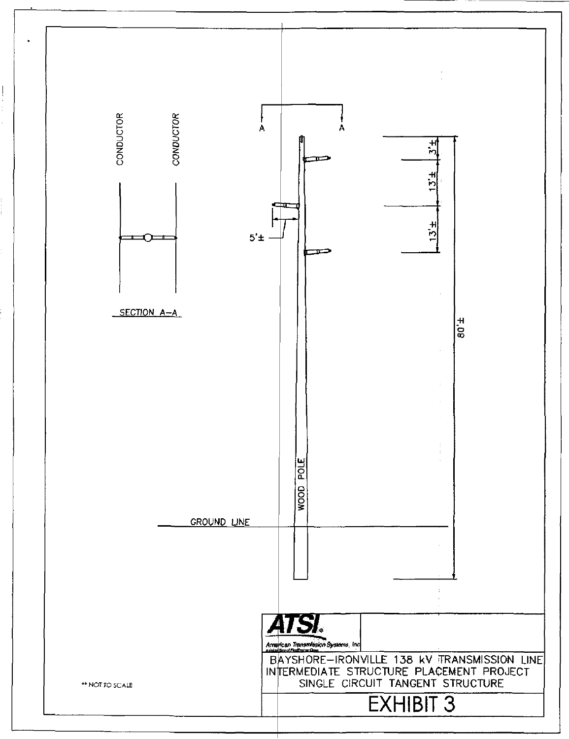CONDUCTOR

CONDUCTOR

SECTION A–A

A A

5'±

3'±

13'±

13'±

80'±

WOOD POLE

GROUND LINE

ATSI

American Transmission Systems, Inc

BAYSHORE–IRONVILLE 138 kV TRANSMISSION LINE
INTERMEDIATE STRUCTURE PLACEMENT PROJECT
SINGLE CIRCUIT TANGENT STRUCTURE

EXHIBIT 3

** NOT TO SCALE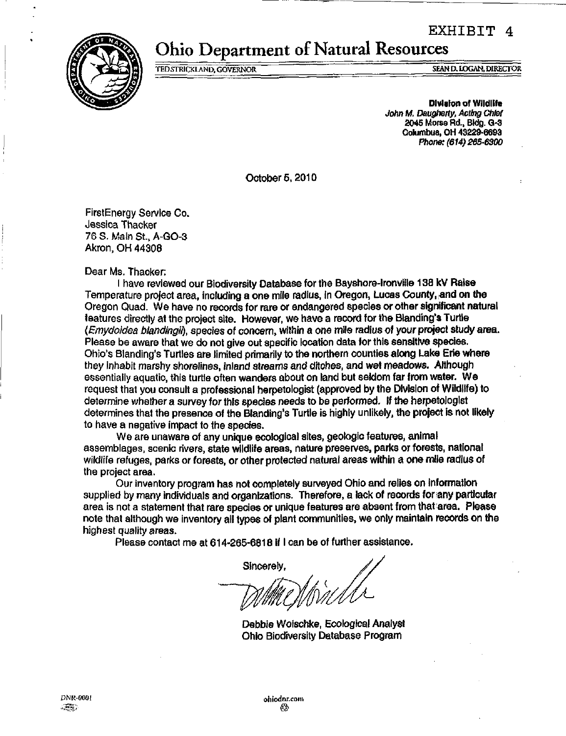EXHIBIT 4

# Ohio Department of Natural Resources

TED STRICKLAND, GOVERNOR SEAN D. LOGAN, DIRECTOR

**Division of Wildlife**
*John M. Daugherty, Acting Chief*
2045 Morse Rd., Bldg. G-3
Columbus, OH 43229-6693
*Phone: (614) 265-6300*

October 5, 2010

FirstEnergy Service Co.
Jessica Thacker
76 S. Main St., A-GO-3
Akron, OH 44308

Dear Ms. Thacker:

I have reviewed our Biodiversity Database for the Bayshore-Ironville 138 kV Raise Temperature project area, including a one mile radius, in Oregon, Lucas County, and on the Oregon Quad. We have no records for rare or endangered species or other significant natural features directly at the project site. However, we have a record for the Blanding's Turtle (*Emydoidea blandingii*), species of concern, within a one mile radius of your project study area. Please be aware that we do not give out specific location data for this sensitive species. Ohio's Blanding's Turtles are limited primarily to the northern counties along Lake Erie where they inhabit marshy shorelines, inland streams and ditches, and wet meadows. Although essentially aquatic, this turtle often wanders about on land but seldom far from water. We request that you consult a professional herpetologist (approved by the Division of Wildlife) to determine whether a survey for this species needs to be performed. If the herpetologist determines that the presence of the Blanding's Turtle is highly unlikely, the project is not likely to have a negative impact to the species.

We are unaware of any unique ecological sites, geologic features, animal assemblages, scenic rivers, state wildlife areas, nature preserves, parks or forests, national wildlife refuges, parks or forests, or other protected natural areas within a one mile radius of the project area.

Our inventory program has not completely surveyed Ohio and relies on information supplied by many individuals and organizations. Therefore, a lack of records for any particular area is not a statement that rare species or unique features are absent from that area. Please note that although we inventory all types of plant communities, we only maintain records on the highest quality areas.

Please contact me at 614-265-6818 if I can be of further assistance.

Sincerely,

Debbie Woischke, Ecological Analyst
Ohio Biodiversity Database Program

DNR-0001

ohiodnr.com